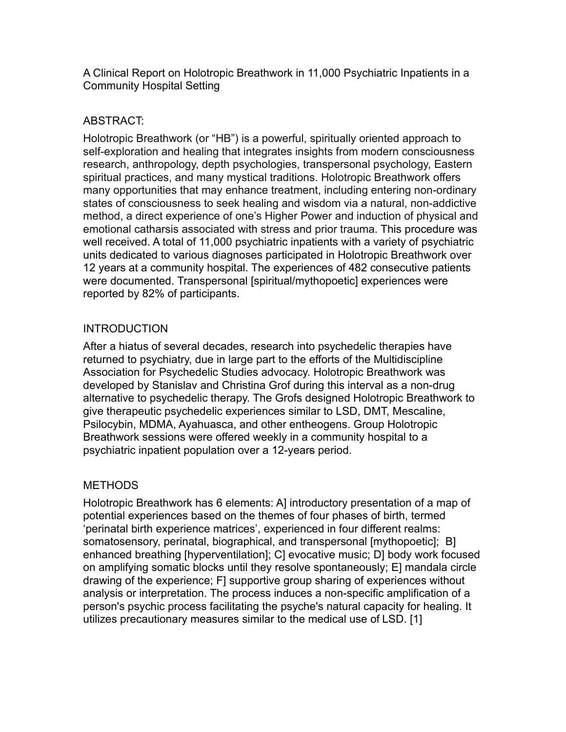# A Clinical Report on Holotropic Breathwork in 11,000 Psychiatric Inpatients in a Community Hospital Setting

## ABSTRACT:

Holotropic Breathwork (or "HB") is a powerful, spiritually oriented approach to self-exploration and healing that integrates insights from modern consciousness research, anthropology, depth psychologies, transpersonal psychology, Eastern spiritual practices, and many mystical traditions. Holotropic Breathwork offers many opportunities that may enhance treatment, including entering non-ordinary states of consciousness to seek healing and wisdom via a natural, non-addictive method, a direct experience of one's Higher Power and induction of physical and emotional catharsis associated with stress and prior trauma. This procedure was well received. A total of 11,000 psychiatric inpatients with a variety of psychiatric units dedicated to various diagnoses participated in Holotropic Breathwork over 12 years at a community hospital. The experiences of 482 consecutive patients were documented. Transpersonal [spiritual/mythopoetic] experiences were reported by 82% of participants.

## INTRODUCTION

After a hiatus of several decades, research into psychedelic therapies have returned to psychiatry, due in large part to the efforts of the Multidiscipline Association for Psychedelic Studies advocacy. Holotropic Breathwork was developed by Stanislav and Christina Grof during this interval as a non-drug alternative to psychedelic therapy. The Grofs designed Holotropic Breathwork to give therapeutic psychedelic experiences similar to LSD, DMT, Mescaline, Psilocybin, MDMA, Ayahuasca, and other entheogens. Group Holotropic Breathwork sessions were offered weekly in a community hospital to a psychiatric inpatient population over a 12-years period.

## METHODS

Holotropic Breathwork has 6 elements: A] introductory presentation of a map of potential experiences based on the themes of four phases of birth, termed 'perinatal birth experience matrices', experienced in four different realms: somatosensory, perinatal, biographical, and transpersonal [mythopoetic]; B] enhanced breathing [hyperventilation]; C] evocative music; D] body work focused on amplifying somatic blocks until they resolve spontaneously; E] mandala circle drawing of the experience; F] supportive group sharing of experiences without analysis or interpretation. The process induces a non-specific amplification of a person's psychic process facilitating the psyche's natural capacity for healing. It utilizes precautionary measures similar to the medical use of LSD. [1]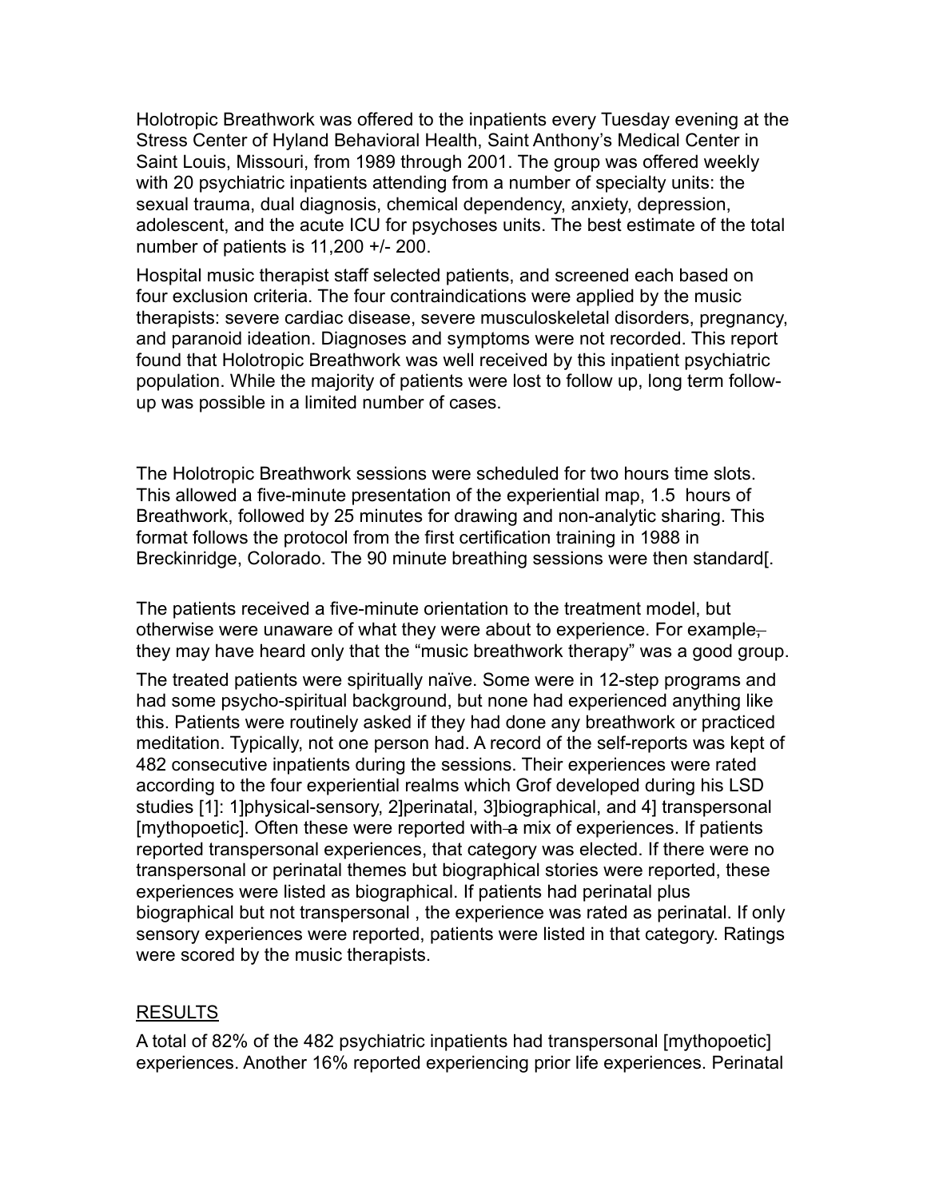Holotropic Breathwork was offered to the inpatients every Tuesday evening at the Stress Center of Hyland Behavioral Health, Saint Anthony's Medical Center in Saint Louis, Missouri, from 1989 through 2001. The group was offered weekly with 20 psychiatric inpatients attending from a number of specialty units: the sexual trauma, dual diagnosis, chemical dependency, anxiety, depression, adolescent, and the acute ICU for psychoses units. The best estimate of the total number of patients is 11,200 +/- 200.

Hospital music therapist staff selected patients, and screened each based on four exclusion criteria. The four contraindications were applied by the music therapists: severe cardiac disease, severe musculoskeletal disorders, pregnancy, and paranoid ideation. Diagnoses and symptoms were not recorded. This report found that Holotropic Breathwork was well received by this inpatient psychiatric population. While the majority of patients were lost to follow up, long term follow-up was possible in a limited number of cases.

The Holotropic Breathwork sessions were scheduled for two hours time slots. This allowed a five-minute presentation of the experiential map, 1.5 hours of Breathwork, followed by 25 minutes for drawing and non-analytic sharing. This format follows the protocol from the first certification training in 1988 in Breckinridge, Colorado. The 90 minute breathing sessions were then standard[.

The patients received a five-minute orientation to the treatment model, but otherwise were unaware of what they were about to experience. For example, they may have heard only that the "music breathwork therapy" was a good group.

The treated patients were spiritually naïve. Some were in 12-step programs and had some psycho-spiritual background, but none had experienced anything like this. Patients were routinely asked if they had done any breathwork or practiced meditation. Typically, not one person had. A record of the self-reports was kept of 482 consecutive inpatients during the sessions. Their experiences were rated according to the four experiential realms which Grof developed during his LSD studies [1]: 1]physical-sensory, 2]perinatal, 3]biographical, and 4] transpersonal [mythopoetic]. Often these were reported with a mix of experiences. If patients reported transpersonal experiences, that category was elected. If there were no transpersonal or perinatal themes but biographical stories were reported, these experiences were listed as biographical. If patients had perinatal plus biographical but not transpersonal , the experience was rated as perinatal. If only sensory experiences were reported, patients were listed in that category. Ratings were scored by the music therapists.

## RESULTS

A total of 82% of the 482 psychiatric inpatients had transpersonal [mythopoetic] experiences. Another 16% reported experiencing prior life experiences. Perinatal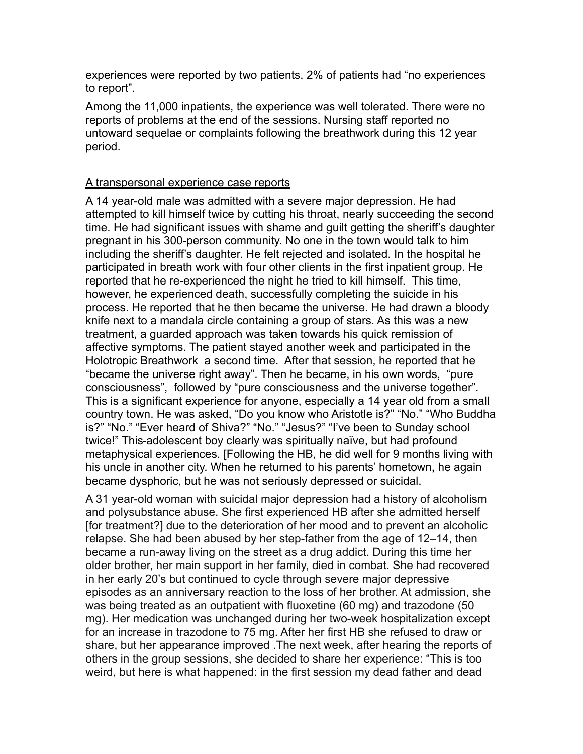experiences were reported by two patients. 2% of patients had “no experiences to report”.

Among the 11,000 inpatients, the experience was well tolerated. There were no reports of problems at the end of the sessions. Nursing staff reported no untoward sequelae or complaints following the breathwork during this 12 year period.

<u>A transpersonal experience case reports</u>

A 14 year-old male was admitted with a severe major depression. He had attempted to kill himself twice by cutting his throat, nearly succeeding the second time. He had significant issues with shame and guilt getting the sheriff’s daughter pregnant in his 300-person community. No one in the town would talk to him including the sheriff’s daughter. He felt rejected and isolated. In the hospital he participated in breath work with four other clients in the first inpatient group. He reported that he re-experienced the night he tried to kill himself. This time, however, he experienced death, successfully completing the suicide in his process. He reported that he then became the universe. He had drawn a bloody knife next to a mandala circle containing a group of stars. As this was a new treatment, a guarded approach was taken towards his quick remission of affective symptoms. The patient stayed another week and participated in the Holotropic Breathwork a second time. After that session, he reported that he “became the universe right away”. Then he became, in his own words, “pure consciousness”, followed by “pure consciousness and the universe together”. This is a significant experience for anyone, especially a 14 year old from a small country town. He was asked, “Do you know who Aristotle is?” “No.” “Who Buddha is?” “No.” “Ever heard of Shiva?” “No.” “Jesus?” “I’ve been to Sunday school twice!” This adolescent boy clearly was spiritually naïve, but had profound metaphysical experiences. [Following the HB, he did well for 9 months living with his uncle in another city. When he returned to his parents’ hometown, he again became dysphoric, but he was not seriously depressed or suicidal.

A 31 year-old woman with suicidal major depression had a history of alcoholism and polysubstance abuse. She first experienced HB after she admitted herself [for treatment?] due to the deterioration of her mood and to prevent an alcoholic relapse. She had been abused by her step-father from the age of 12–14, then became a run-away living on the street as a drug addict. During this time her older brother, her main support in her family, died in combat. She had recovered in her early 20’s but continued to cycle through severe major depressive episodes as an anniversary reaction to the loss of her brother. At admission, she was being treated as an outpatient with fluoxetine (60 mg) and trazodone (50 mg). Her medication was unchanged during her two-week hospitalization except for an increase in trazodone to 75 mg. After her first HB she refused to draw or share, but her appearance improved .The next week, after hearing the reports of others in the group sessions, she decided to share her experience: “This is too weird, but here is what happened: in the first session my dead father and dead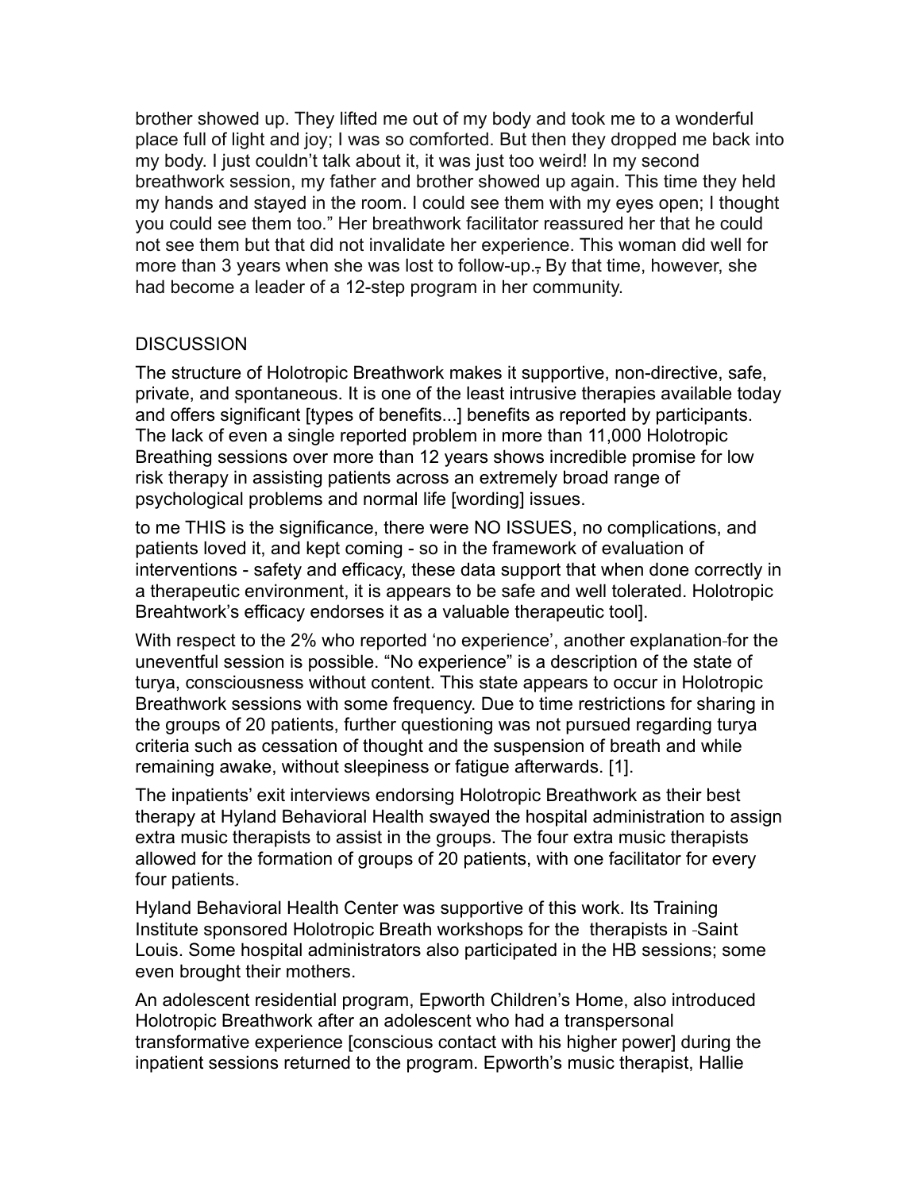brother showed up. They lifted me out of my body and took me to a wonderful place full of light and joy; I was so comforted. But then they dropped me back into my body. I just couldn't talk about it, it was just too weird! In my second breathwork session, my father and brother showed up again. This time they held my hands and stayed in the room. I could see them with my eyes open; I thought you could see them too." Her breathwork facilitator reassured her that he could not see them but that did not invalidate her experience. This woman did well for more than 3 years when she was lost to follow-up.~~,~~ By that time, however, she had become a leader of a 12-step program in her community.

## DISCUSSION

The structure of Holotropic Breathwork makes it supportive, non-directive, safe, private, and spontaneous. It is one of the least intrusive therapies available today and offers significant [types of benefits...] benefits as reported by participants. The lack of even a single reported problem in more than 11,000 Holotropic Breathing sessions over more than 12 years shows incredible promise for low risk therapy in assisting patients across an extremely broad range of psychological problems and normal life [wording] issues.

to me THIS is the significance, there were NO ISSUES, no complications, and patients loved it, and kept coming - so in the framework of evaluation of interventions - safety and efficacy, these data support that when done correctly in a therapeutic environment, it is appears to be safe and well tolerated. Holotropic Breahtwork's efficacy endorses it as a valuable therapeutic tool].

With respect to the 2% who reported 'no experience', another explanation for the uneventful session is possible. "No experience" is a description of the state of turya, consciousness without content. This state appears to occur in Holotropic Breathwork sessions with some frequency. Due to time restrictions for sharing in the groups of 20 patients, further questioning was not pursued regarding turya criteria such as cessation of thought and the suspension of breath and while remaining awake, without sleepiness or fatigue afterwards. [1].

The inpatients' exit interviews endorsing Holotropic Breathwork as their best therapy at Hyland Behavioral Health swayed the hospital administration to assign extra music therapists to assist in the groups. The four extra music therapists allowed for the formation of groups of 20 patients, with one facilitator for every four patients.

Hyland Behavioral Health Center was supportive of this work. Its Training Institute sponsored Holotropic Breath workshops for the therapists in Saint Louis. Some hospital administrators also participated in the HB sessions; some even brought their mothers.

An adolescent residential program, Epworth Children's Home, also introduced Holotropic Breathwork after an adolescent who had a transpersonal transformative experience [conscious contact with his higher power] during the inpatient sessions returned to the program. Epworth's music therapist, Hallie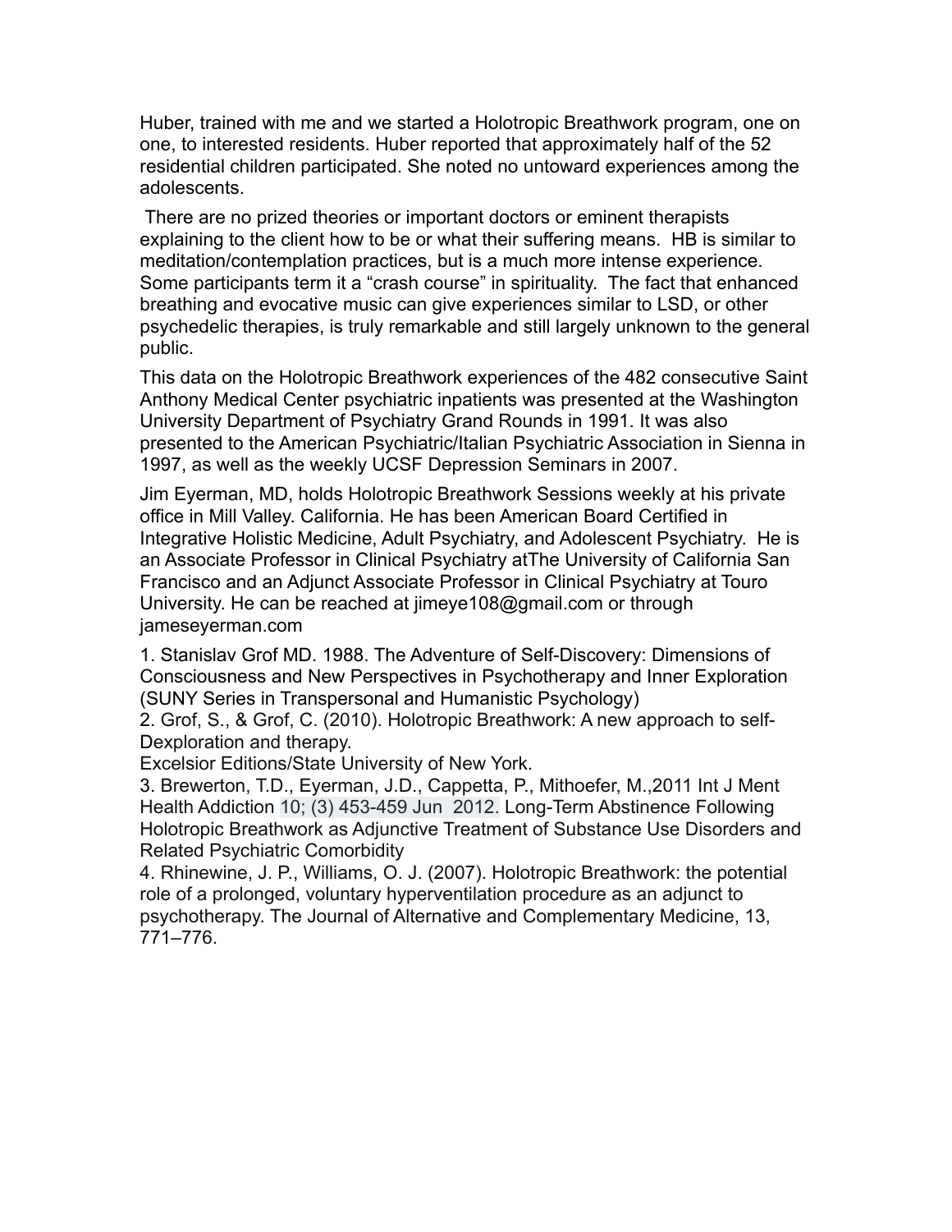Huber, trained with me and we started a Holotropic Breathwork program, one on one, to interested residents. Huber reported that approximately half of the 52 residential children participated. She noted no untoward experiences among the adolescents.

There are no prized theories or important doctors or eminent therapists explaining to the client how to be or what their suffering means. HB is similar to meditation/contemplation practices, but is a much more intense experience. Some participants term it a "crash course" in spirituality. The fact that enhanced breathing and evocative music can give experiences similar to LSD, or other psychedelic therapies, is truly remarkable and still largely unknown to the general public.

This data on the Holotropic Breathwork experiences of the 482 consecutive Saint Anthony Medical Center psychiatric inpatients was presented at the Washington University Department of Psychiatry Grand Rounds in 1991. It was also presented to the American Psychiatric/Italian Psychiatric Association in Sienna in 1997, as well as the weekly UCSF Depression Seminars in 2007.

Jim Eyerman, MD, holds Holotropic Breathwork Sessions weekly at his private office in Mill Valley. California. He has been American Board Certified in Integrative Holistic Medicine, Adult Psychiatry, and Adolescent Psychiatry. He is an Associate Professor in Clinical Psychiatry atThe University of California San Francisco and an Adjunct Associate Professor in Clinical Psychiatry at Touro University. He can be reached at jimeye108@gmail.com or through jameseyerman.com

1. Stanislav Grof MD. 1988. The Adventure of Self-Discovery: Dimensions of Consciousness and New Perspectives in Psychotherapy and Inner Exploration (SUNY Series in Transpersonal and Humanistic Psychology)
2. Grof, S., & Grof, C. (2010). Holotropic Breathwork: A new approach to self-Dexploration and therapy.
Excelsior Editions/State University of New York.
3. Brewerton, T.D., Eyerman, J.D., Cappetta, P., Mithoefer, M.,2011 Int J Ment Health Addiction 10; (3) 453-459 Jun 2012. Long-Term Abstinence Following Holotropic Breathwork as Adjunctive Treatment of Substance Use Disorders and Related Psychiatric Comorbidity
4. Rhinewine, J. P., Williams, O. J. (2007). Holotropic Breathwork: the potential role of a prolonged, voluntary hyperventilation procedure as an adjunct to psychotherapy. The Journal of Alternative and Complementary Medicine, 13, 771–776.